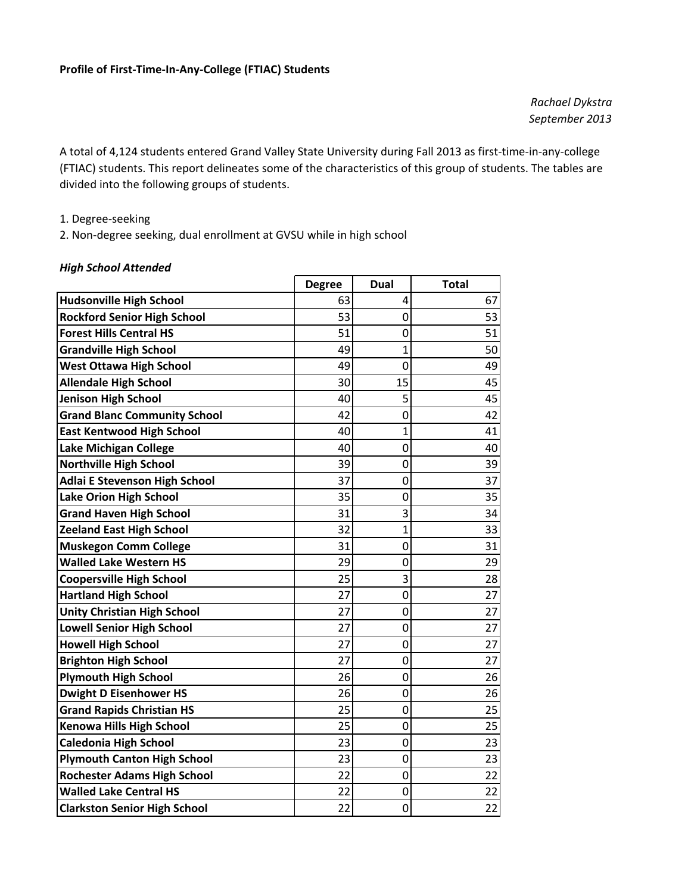**Profile of First-Time-In-Any-College (FTIAC) Students**

*Rachael Dykstra*
*September 2013*

A total of 4,124 students entered Grand Valley State University during Fall 2013 as first-time-in-any-college (FTIAC) students. This report delineates some of the characteristics of this group of students. The tables are divided into the following groups of students.

1. Degree-seeking
2. Non-degree seeking, dual enrollment at GVSU while in high school

***High School Attended***

| | Degree | Dual | Total |
|---|---|---|---|
| **Hudsonville High School** | 63 | 4 | 67 |
| **Rockford Senior High School** | 53 | 0 | 53 |
| **Forest Hills Central HS** | 51 | 0 | 51 |
| **Grandville High School** | 49 | 1 | 50 |
| **West Ottawa High School** | 49 | 0 | 49 |
| **Allendale High School** | 30 | 15 | 45 |
| **Jenison High School** | 40 | 5 | 45 |
| **Grand Blanc Community School** | 42 | 0 | 42 |
| **East Kentwood High School** | 40 | 1 | 41 |
| **Lake Michigan College** | 40 | 0 | 40 |
| **Northville High School** | 39 | 0 | 39 |
| **Adlai E Stevenson High School** | 37 | 0 | 37 |
| **Lake Orion High School** | 35 | 0 | 35 |
| **Grand Haven High School** | 31 | 3 | 34 |
| **Zeeland East High School** | 32 | 1 | 33 |
| **Muskegon Comm College** | 31 | 0 | 31 |
| **Walled Lake Western HS** | 29 | 0 | 29 |
| **Coopersville High School** | 25 | 3 | 28 |
| **Hartland High School** | 27 | 0 | 27 |
| **Unity Christian High School** | 27 | 0 | 27 |
| **Lowell Senior High School** | 27 | 0 | 27 |
| **Howell High School** | 27 | 0 | 27 |
| **Brighton High School** | 27 | 0 | 27 |
| **Plymouth High School** | 26 | 0 | 26 |
| **Dwight D Eisenhower HS** | 26 | 0 | 26 |
| **Grand Rapids Christian HS** | 25 | 0 | 25 |
| **Kenowa Hills High School** | 25 | 0 | 25 |
| **Caledonia High School** | 23 | 0 | 23 |
| **Plymouth Canton High School** | 23 | 0 | 23 |
| **Rochester Adams High School** | 22 | 0 | 22 |
| **Walled Lake Central HS** | 22 | 0 | 22 |
| **Clarkston Senior High School** | 22 | 0 | 22 |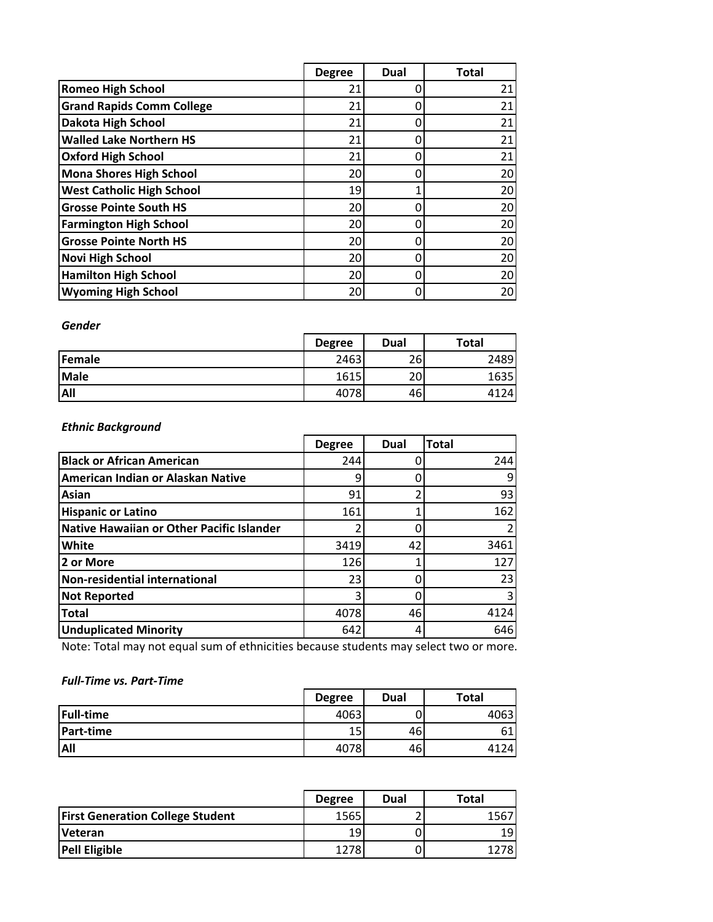| | Degree | Dual | Total |
|---|---|---|---|
| **Romeo High School** | 21 | 0 | 21 |
| **Grand Rapids Comm College** | 21 | 0 | 21 |
| **Dakota High School** | 21 | 0 | 21 |
| **Walled Lake Northern HS** | 21 | 0 | 21 |
| **Oxford High School** | 21 | 0 | 21 |
| **Mona Shores High School** | 20 | 0 | 20 |
| **West Catholic High School** | 19 | 1 | 20 |
| **Grosse Pointe South HS** | 20 | 0 | 20 |
| **Farmington High School** | 20 | 0 | 20 |
| **Grosse Pointe North HS** | 20 | 0 | 20 |
| **Novi High School** | 20 | 0 | 20 |
| **Hamilton High School** | 20 | 0 | 20 |
| **Wyoming High School** | 20 | 0 | 20 |

***Gender***

| | Degree | Dual | Total |
|---|---|---|---|
| **Female** | 2463 | 26 | 2489 |
| **Male** | 1615 | 20 | 1635 |
| **All** | 4078 | 46 | 4124 |

***Ethnic Background***

| | Degree | Dual | Total |
|---|---|---|---|
| **Black or African American** | 244 | 0 | 244 |
| **American Indian or Alaskan Native** | 9 | 0 | 9 |
| **Asian** | 91 | 2 | 93 |
| **Hispanic or Latino** | 161 | 1 | 162 |
| **Native Hawaiian or Other Pacific Islander** | 2 | 0 | 2 |
| **White** | 3419 | 42 | 3461 |
| **2 or More** | 126 | 1 | 127 |
| **Non-residential international** | 23 | 0 | 23 |
| **Not Reported** | 3 | 0 | 3 |
| **Total** | 4078 | 46 | 4124 |
| **Unduplicated Minority** | 642 | 4 | 646 |

Note: Total may not equal sum of ethnicities because students may select two or more.

***Full-Time vs. Part-Time***

| | Degree | Dual | Total |
|---|---|---|---|
| **Full-time** | 4063 | 0 | 4063 |
| **Part-time** | 15 | 46 | 61 |
| **All** | 4078 | 46 | 4124 |

| | Degree | Dual | Total |
|---|---|---|---|
| **First Generation College Student** | 1565 | 2 | 1567 |
| **Veteran** | 19 | 0 | 19 |
| **Pell Eligible** | 1278 | 0 | 1278 |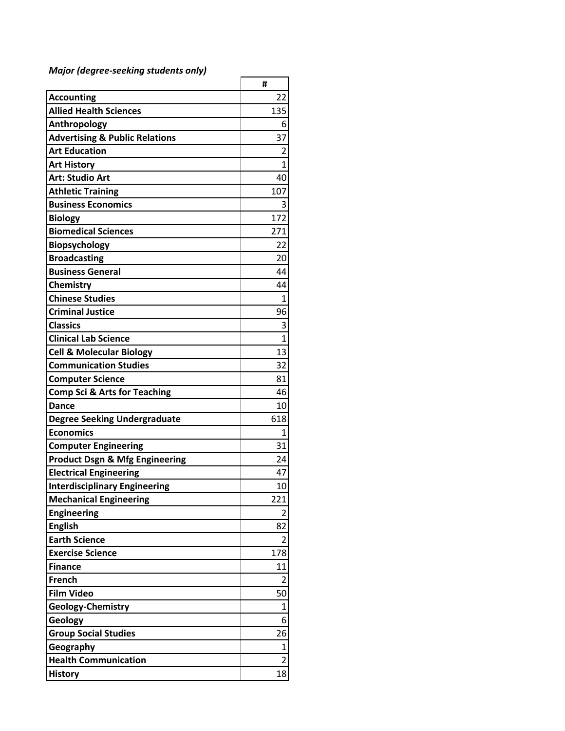*Major (degree-seeking students only)*

| | # |
|---|---|
| **Accounting** | 22 |
| **Allied Health Sciences** | 135 |
| **Anthropology** | 6 |
| **Advertising & Public Relations** | 37 |
| **Art Education** | 2 |
| **Art History** | 1 |
| **Art: Studio Art** | 40 |
| **Athletic Training** | 107 |
| **Business Economics** | 3 |
| **Biology** | 172 |
| **Biomedical Sciences** | 271 |
| **Biopsychology** | 22 |
| **Broadcasting** | 20 |
| **Business General** | 44 |
| **Chemistry** | 44 |
| **Chinese Studies** | 1 |
| **Criminal Justice** | 96 |
| **Classics** | 3 |
| **Clinical Lab Science** | 1 |
| **Cell & Molecular Biology** | 13 |
| **Communication Studies** | 32 |
| **Computer Science** | 81 |
| **Comp Sci & Arts for Teaching** | 46 |
| **Dance** | 10 |
| **Degree Seeking Undergraduate** | 618 |
| **Economics** | 1 |
| **Computer Engineering** | 31 |
| **Product Dsgn & Mfg Engineering** | 24 |
| **Electrical Engineering** | 47 |
| **Interdisciplinary Engineering** | 10 |
| **Mechanical Engineering** | 221 |
| **Engineering** | 2 |
| **English** | 82 |
| **Earth Science** | 2 |
| **Exercise Science** | 178 |
| **Finance** | 11 |
| **French** | 2 |
| **Film Video** | 50 |
| **Geology-Chemistry** | 1 |
| **Geology** | 6 |
| **Group Social Studies** | 26 |
| **Geography** | 1 |
| **Health Communication** | 2 |
| **History** | 18 |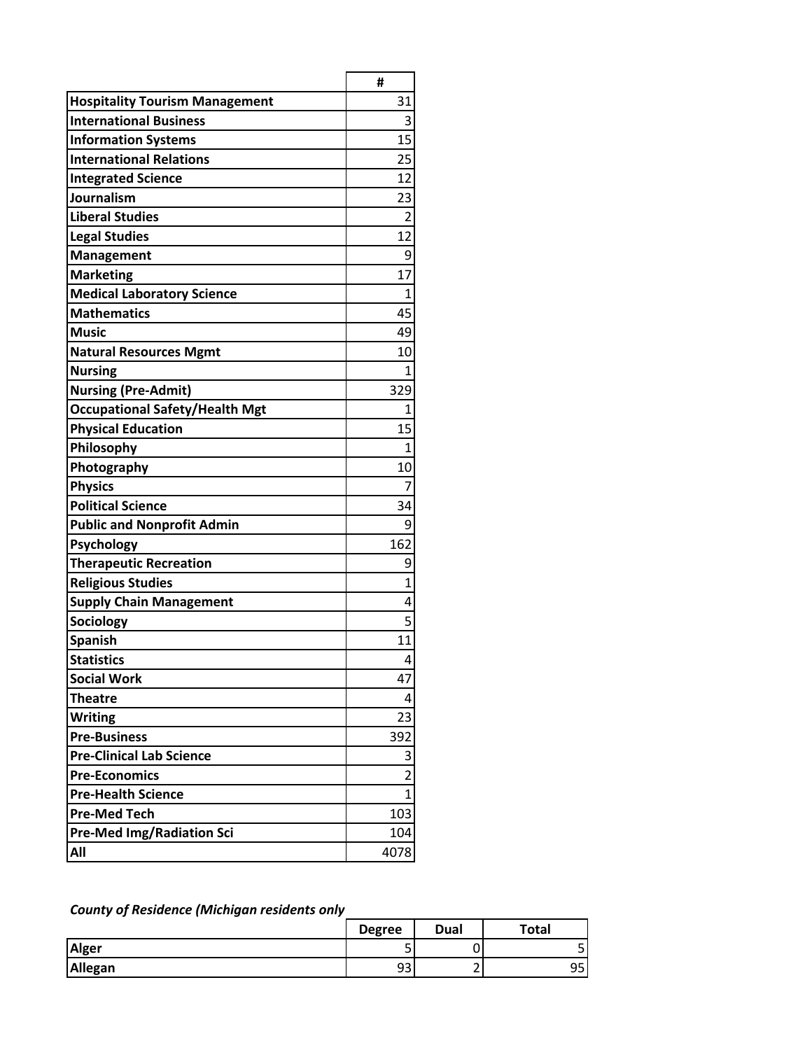| | # |
|---|---|
| **Hospitality Tourism Management** | 31 |
| **International Business** | 3 |
| **Information Systems** | 15 |
| **International Relations** | 25 |
| **Integrated Science** | 12 |
| **Journalism** | 23 |
| **Liberal Studies** | 2 |
| **Legal Studies** | 12 |
| **Management** | 9 |
| **Marketing** | 17 |
| **Medical Laboratory Science** | 1 |
| **Mathematics** | 45 |
| **Music** | 49 |
| **Natural Resources Mgmt** | 10 |
| **Nursing** | 1 |
| **Nursing (Pre-Admit)** | 329 |
| **Occupational Safety/Health Mgt** | 1 |
| **Physical Education** | 15 |
| **Philosophy** | 1 |
| **Photography** | 10 |
| **Physics** | 7 |
| **Political Science** | 34 |
| **Public and Nonprofit Admin** | 9 |
| **Psychology** | 162 |
| **Therapeutic Recreation** | 9 |
| **Religious Studies** | 1 |
| **Supply Chain Management** | 4 |
| **Sociology** | 5 |
| **Spanish** | 11 |
| **Statistics** | 4 |
| **Social Work** | 47 |
| **Theatre** | 4 |
| **Writing** | 23 |
| **Pre-Business** | 392 |
| **Pre-Clinical Lab Science** | 3 |
| **Pre-Economics** | 2 |
| **Pre-Health Science** | 1 |
| **Pre-Med Tech** | 103 |
| **Pre-Med Img/Radiation Sci** | 104 |
| **All** | 4078 |

***County of Residence (Michigan residents only***

| | Degree | Dual | Total |
|---|---|---|---|
| **Alger** | 5 | 0 | 5 |
| **Allegan** | 93 | 2 | 95 |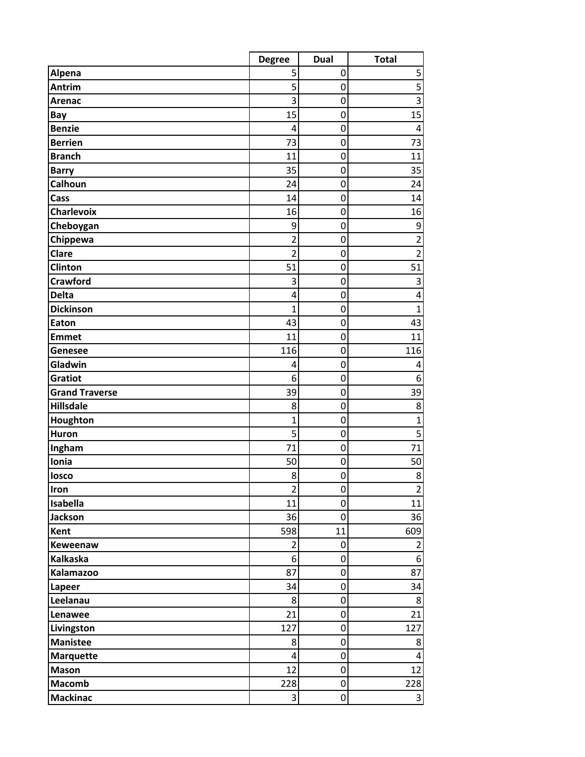| | Degree | Dual | Total |
| --- | --- | --- | --- |
| **Alpena** | 5 | 0 | 5 |
| **Antrim** | 5 | 0 | 5 |
| **Arenac** | 3 | 0 | 3 |
| **Bay** | 15 | 0 | 15 |
| **Benzie** | 4 | 0 | 4 |
| **Berrien** | 73 | 0 | 73 |
| **Branch** | 11 | 0 | 11 |
| **Barry** | 35 | 0 | 35 |
| **Calhoun** | 24 | 0 | 24 |
| **Cass** | 14 | 0 | 14 |
| **Charlevoix** | 16 | 0 | 16 |
| **Cheboygan** | 9 | 0 | 9 |
| **Chippewa** | 2 | 0 | 2 |
| **Clare** | 2 | 0 | 2 |
| **Clinton** | 51 | 0 | 51 |
| **Crawford** | 3 | 0 | 3 |
| **Delta** | 4 | 0 | 4 |
| **Dickinson** | 1 | 0 | 1 |
| **Eaton** | 43 | 0 | 43 |
| **Emmet** | 11 | 0 | 11 |
| **Genesee** | 116 | 0 | 116 |
| **Gladwin** | 4 | 0 | 4 |
| **Gratiot** | 6 | 0 | 6 |
| **Grand Traverse** | 39 | 0 | 39 |
| **Hillsdale** | 8 | 0 | 8 |
| **Houghton** | 1 | 0 | 1 |
| **Huron** | 5 | 0 | 5 |
| **Ingham** | 71 | 0 | 71 |
| **Ionia** | 50 | 0 | 50 |
| **Iosco** | 8 | 0 | 8 |
| **Iron** | 2 | 0 | 2 |
| **Isabella** | 11 | 0 | 11 |
| **Jackson** | 36 | 0 | 36 |
| **Kent** | 598 | 11 | 609 |
| **Keweenaw** | 2 | 0 | 2 |
| **Kalkaska** | 6 | 0 | 6 |
| **Kalamazoo** | 87 | 0 | 87 |
| **Lapeer** | 34 | 0 | 34 |
| **Leelanau** | 8 | 0 | 8 |
| **Lenawee** | 21 | 0 | 21 |
| **Livingston** | 127 | 0 | 127 |
| **Manistee** | 8 | 0 | 8 |
| **Marquette** | 4 | 0 | 4 |
| **Mason** | 12 | 0 | 12 |
| **Macomb** | 228 | 0 | 228 |
| **Mackinac** | 3 | 0 | 3 |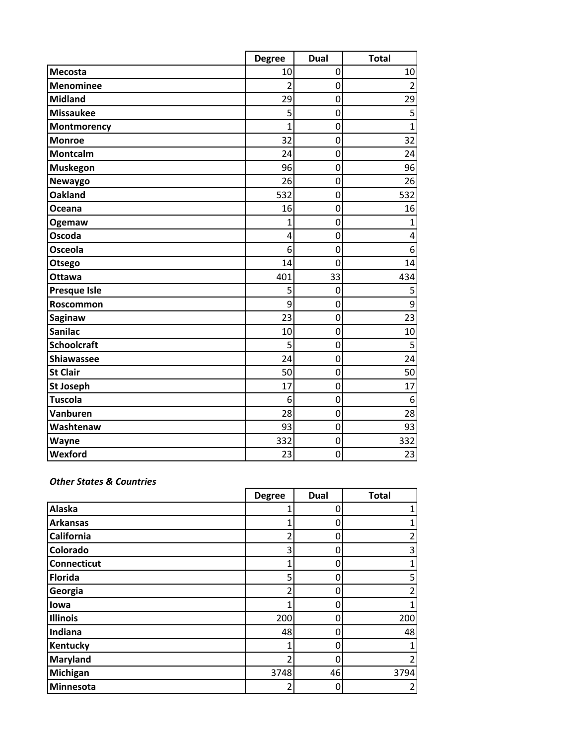| | Degree | Dual | Total |
| --- | --- | --- | --- |
| **Mecosta** | 10 | 0 | 10 |
| **Menominee** | 2 | 0 | 2 |
| **Midland** | 29 | 0 | 29 |
| **Missaukee** | 5 | 0 | 5 |
| **Montmorency** | 1 | 0 | 1 |
| **Monroe** | 32 | 0 | 32 |
| **Montcalm** | 24 | 0 | 24 |
| **Muskegon** | 96 | 0 | 96 |
| **Newaygo** | 26 | 0 | 26 |
| **Oakland** | 532 | 0 | 532 |
| **Oceana** | 16 | 0 | 16 |
| **Ogemaw** | 1 | 0 | 1 |
| **Oscoda** | 4 | 0 | 4 |
| **Osceola** | 6 | 0 | 6 |
| **Otsego** | 14 | 0 | 14 |
| **Ottawa** | 401 | 33 | 434 |
| **Presque Isle** | 5 | 0 | 5 |
| **Roscommon** | 9 | 0 | 9 |
| **Saginaw** | 23 | 0 | 23 |
| **Sanilac** | 10 | 0 | 10 |
| **Schoolcraft** | 5 | 0 | 5 |
| **Shiawassee** | 24 | 0 | 24 |
| **St Clair** | 50 | 0 | 50 |
| **St Joseph** | 17 | 0 | 17 |
| **Tuscola** | 6 | 0 | 6 |
| **Vanburen** | 28 | 0 | 28 |
| **Washtenaw** | 93 | 0 | 93 |
| **Wayne** | 332 | 0 | 332 |
| **Wexford** | 23 | 0 | 23 |

***Other States & Countries***

| | Degree | Dual | Total |
| --- | --- | --- | --- |
| **Alaska** | 1 | 0 | 1 |
| **Arkansas** | 1 | 0 | 1 |
| **California** | 2 | 0 | 2 |
| **Colorado** | 3 | 0 | 3 |
| **Connecticut** | 1 | 0 | 1 |
| **Florida** | 5 | 0 | 5 |
| **Georgia** | 2 | 0 | 2 |
| **Iowa** | 1 | 0 | 1 |
| **Illinois** | 200 | 0 | 200 |
| **Indiana** | 48 | 0 | 48 |
| **Kentucky** | 1 | 0 | 1 |
| **Maryland** | 2 | 0 | 2 |
| **Michigan** | 3748 | 46 | 3794 |
| **Minnesota** | 2 | 0 | 2 |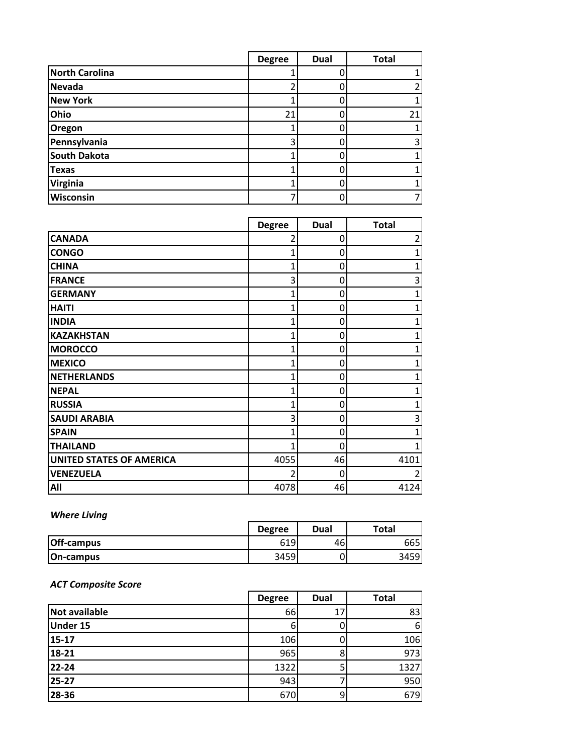| | Degree | Dual | Total |
|---|---|---|---|
| **North Carolina** | 1 | 0 | 1 |
| **Nevada** | 2 | 0 | 2 |
| **New York** | 1 | 0 | 1 |
| **Ohio** | 21 | 0 | 21 |
| **Oregon** | 1 | 0 | 1 |
| **Pennsylvania** | 3 | 0 | 3 |
| **South Dakota** | 1 | 0 | 1 |
| **Texas** | 1 | 0 | 1 |
| **Virginia** | 1 | 0 | 1 |
| **Wisconsin** | 7 | 0 | 7 |

| | Degree | Dual | Total |
|---|---|---|---|
| **CANADA** | 2 | 0 | 2 |
| **CONGO** | 1 | 0 | 1 |
| **CHINA** | 1 | 0 | 1 |
| **FRANCE** | 3 | 0 | 3 |
| **GERMANY** | 1 | 0 | 1 |
| **HAITI** | 1 | 0 | 1 |
| **INDIA** | 1 | 0 | 1 |
| **KAZAKHSTAN** | 1 | 0 | 1 |
| **MOROCCO** | 1 | 0 | 1 |
| **MEXICO** | 1 | 0 | 1 |
| **NETHERLANDS** | 1 | 0 | 1 |
| **NEPAL** | 1 | 0 | 1 |
| **RUSSIA** | 1 | 0 | 1 |
| **SAUDI ARABIA** | 3 | 0 | 3 |
| **SPAIN** | 1 | 0 | 1 |
| **THAILAND** | 1 | 0 | 1 |
| **UNITED STATES OF AMERICA** | 4055 | 46 | 4101 |
| **VENEZUELA** | 2 | 0 | 2 |
| **All** | 4078 | 46 | 4124 |

***Where Living***

| | Degree | Dual | Total |
|---|---|---|---|
| **Off-campus** | 619 | 46 | 665 |
| **On-campus** | 3459 | 0 | 3459 |

***ACT Composite Score***

| | Degree | Dual | Total |
|---|---|---|---|
| **Not available** | 66 | 17 | 83 |
| **Under 15** | 6 | 0 | 6 |
| **15-17** | 106 | 0 | 106 |
| **18-21** | 965 | 8 | 973 |
| **22-24** | 1322 | 5 | 1327 |
| **25-27** | 943 | 7 | 950 |
| **28-36** | 670 | 9 | 679 |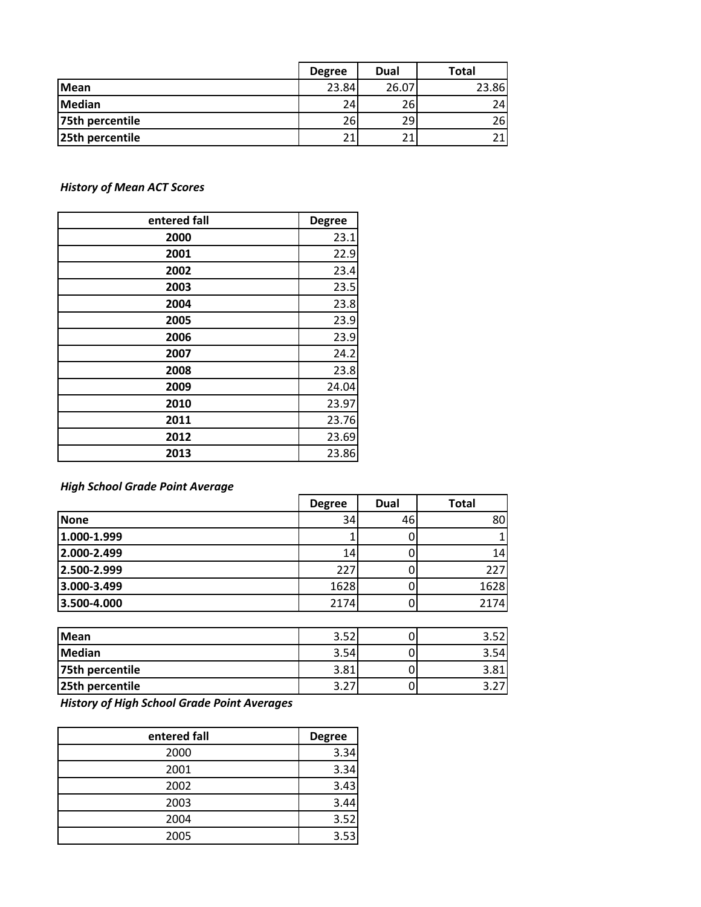| | Degree | Dual | Total |
|---|---|---|---|
| **Mean** | 23.84 | 26.07 | 23.86 |
| **Median** | 24 | 26 | 24 |
| **75th percentile** | 26 | 29 | 26 |
| **25th percentile** | 21 | 21 | 21 |

***History of Mean ACT Scores***

| entered fall | Degree |
|---|---|
| **2000** | 23.1 |
| **2001** | 22.9 |
| **2002** | 23.4 |
| **2003** | 23.5 |
| **2004** | 23.8 |
| **2005** | 23.9 |
| **2006** | 23.9 |
| **2007** | 24.2 |
| **2008** | 23.8 |
| **2009** | 24.04 |
| **2010** | 23.97 |
| **2011** | 23.76 |
| **2012** | 23.69 |
| **2013** | 23.86 |

***High School Grade Point Average***

| | Degree | Dual | Total |
|---|---|---|---|
| **None** | 34 | 46 | 80 |
| **1.000-1.999** | 1 | 0 | 1 |
| **2.000-2.499** | 14 | 0 | 14 |
| **2.500-2.999** | 227 | 0 | 227 |
| **3.000-3.499** | 1628 | 0 | 1628 |
| **3.500-4.000** | 2174 | 0 | 2174 |

| | | | |
|---|---|---|---|
| **Mean** | 3.52 | 0 | 3.52 |
| **Median** | 3.54 | 0 | 3.54 |
| **75th percentile** | 3.81 | 0 | 3.81 |
| **25th percentile** | 3.27 | 0 | 3.27 |

***History of High School Grade Point Averages***

| entered fall | Degree |
|---|---|
| 2000 | 3.34 |
| 2001 | 3.34 |
| 2002 | 3.43 |
| 2003 | 3.44 |
| 2004 | 3.52 |
| 2005 | 3.53 |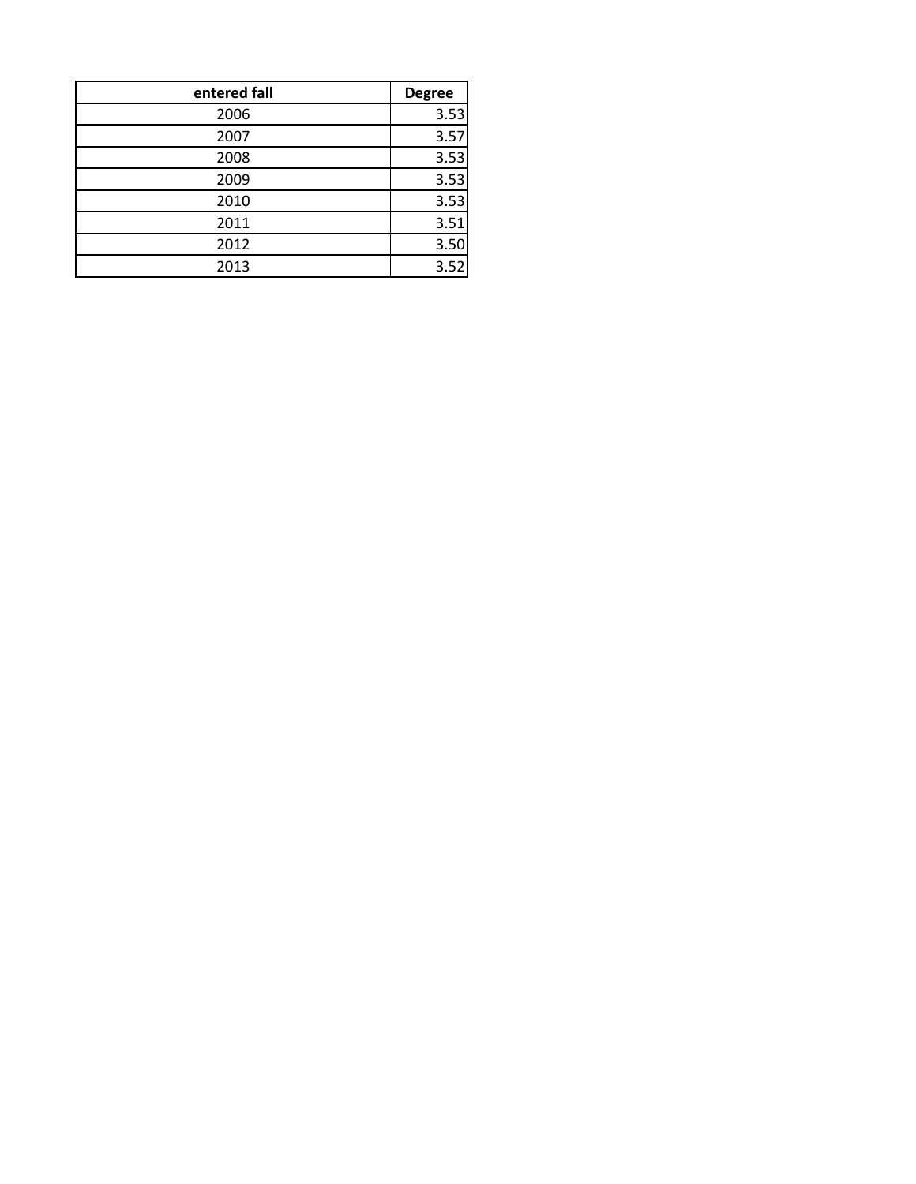| entered fall | Degree |
|---|---|
| 2006 | 3.53 |
| 2007 | 3.57 |
| 2008 | 3.53 |
| 2009 | 3.53 |
| 2010 | 3.53 |
| 2011 | 3.51 |
| 2012 | 3.50 |
| 2013 | 3.52 |